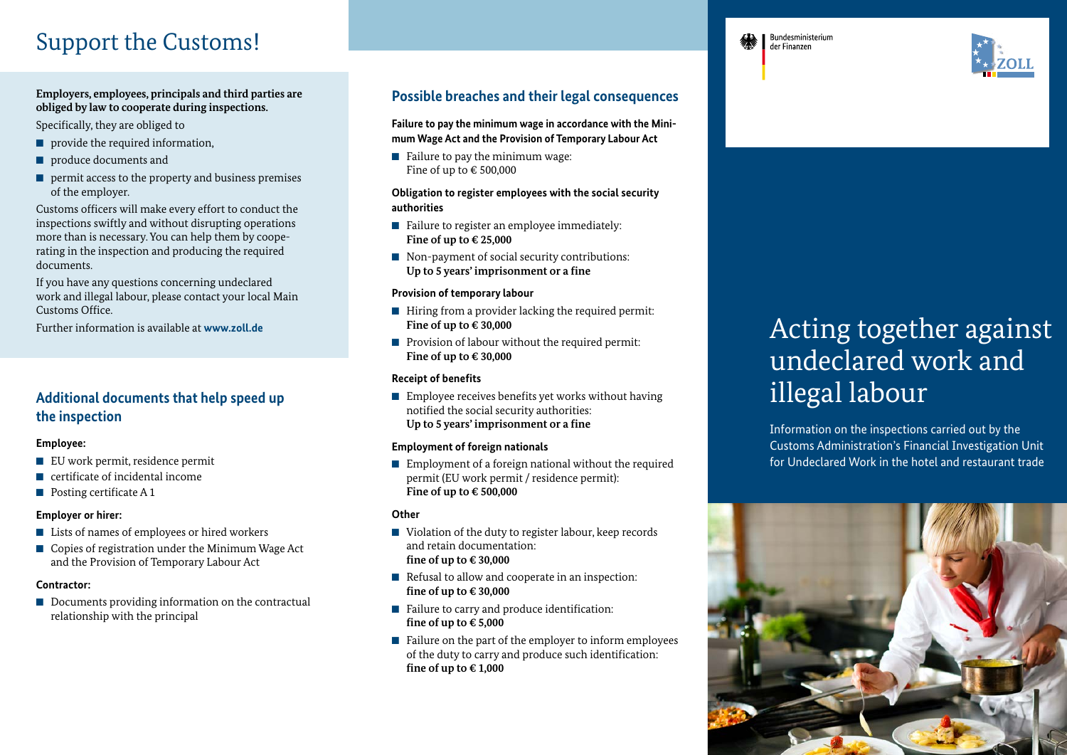# Support the Customs!

**Employers, employees, principals and third parties are obliged by law to cooperate during inspections.**

Specifically, they are obliged to

- provide the required information,
- produce documents and
- permit access to the property and business premises of the employer.

Customs officers will make every effort to conduct the inspections swiftly and without disrupting operations more than is necessary. You can help them by cooperating in the inspection and producing the required documents.

If you have any questions concerning undeclared work and illegal labour, please contact your local Main Customs Office.

Further information is available at **www.zoll.de**

## Additional documents that help speed up the inspection

**Employee:**

- EU work permit, residence permit
- certificate of incidental income
- Posting certificate A 1

**Employer or hirer:**

- Lists of names of employees or hired workers
- Copies of registration under the Minimum Wage Act and the Provision of Temporary Labour Act

**Contractor:**

- Documents providing information on the contractual relationship with the principal

## Possible breaches and their legal consequences

**Failure to pay the minimum wage in accordance with the Minimum Wage Act and the Provision of Temporary Labour Act**

- Failure to pay the minimum wage:
  Fine of up to € 500,000

**Obligation to register employees with the social security authorities**

- Failure to register an employee immediately:
  **Fine of up to € 25,000**
- Non-payment of social security contributions:
  **Up to 5 years' imprisonment or a fine**

**Provision of temporary labour**

- Hiring from a provider lacking the required permit:
  **Fine of up to € 30,000**
- Provision of labour without the required permit:
  **Fine of up to € 30,000**

**Receipt of benefits**

- Employee receives benefits yet works without having notified the social security authorities:
  **Up to 5 years' imprisonment or a fine**

**Employment of foreign nationals**

- Employment of a foreign national without the required permit (EU work permit / residence permit):
  **Fine of up to € 500,000**

**Other**

- Violation of the duty to register labour, keep records and retain documentation:
  **fine of up to € 30,000**
- Refusal to allow and cooperate in an inspection:
  **fine of up to € 30,000**
- Failure to carry and produce identification:
  **fine of up to € 5,000**
- Failure on the part of the employer to inform employees of the duty to carry and produce such identification:
  **fine of up to € 1,000**

Bundesministerium der Finanzen

ZOLL

# Acting together against undeclared work and illegal labour

Information on the inspections carried out by the Customs Administration's Financial Investigation Unit for Undeclared Work in the hotel and restaurant trade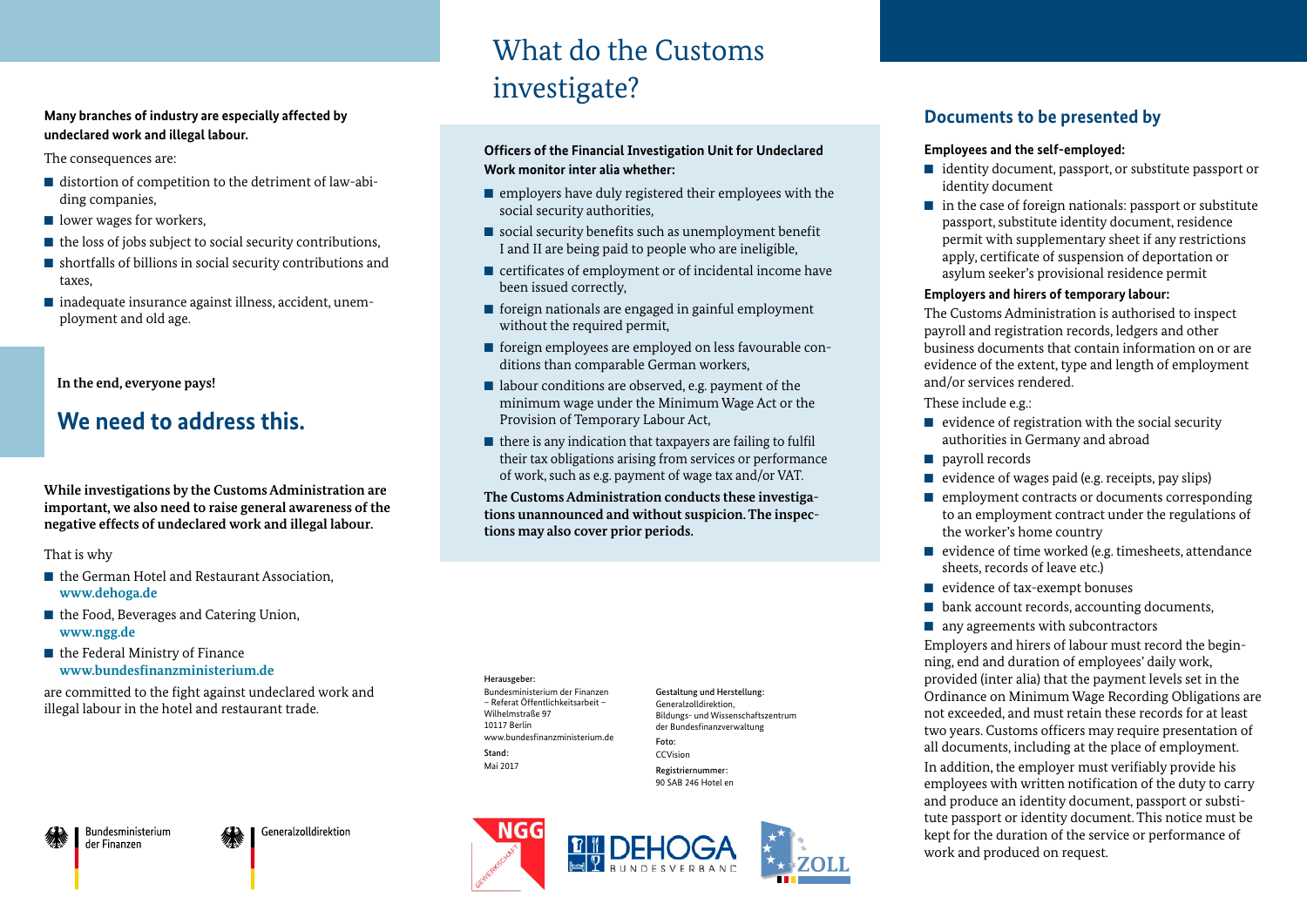**Many branches of industry are especially affected by undeclared work and illegal labour.**

The consequences are:

- distortion of competition to the detriment of law-abiding companies,
- lower wages for workers,
- the loss of jobs subject to social security contributions,
- shortfalls of billions in social security contributions and taxes,
- inadequate insurance against illness, accident, unemployment and old age.

**In the end, everyone pays!**

## We need to address this.

**While investigations by the Customs Administration are important, we also need to raise general awareness of the negative effects of undeclared work and illegal labour.**

That is why

- the German Hotel and Restaurant Association, **www.dehoga.de**
- the Food, Beverages and Catering Union, **www.ngg.de**
- the Federal Ministry of Finance **www.bundesfinanzministerium.de**

are committed to the fight against undeclared work and illegal labour in the hotel and restaurant trade.

Bundesministerium der Finanzen

Generalzolldirektion

# What do the Customs investigate?

**Officers of the Financial Investigation Unit for Undeclared Work monitor inter alia whether:**

- employers have duly registered their employees with the social security authorities,
- social security benefits such as unemployment benefit I and II are being paid to people who are ineligible,
- certificates of employment or of incidental income have been issued correctly,
- foreign nationals are engaged in gainful employment without the required permit,
- foreign employees are employed on less favourable conditions than comparable German workers,
- labour conditions are observed, e.g. payment of the minimum wage under the Minimum Wage Act or the Provision of Temporary Labour Act,
- there is any indication that taxpayers are failing to fulfil their tax obligations arising from services or performance of work, such as e.g. payment of wage tax and/or VAT.

**The Customs Administration conducts these investigations unannounced and without suspicion. The inspections may also cover prior periods.**

**Herausgeber:**
Bundesministerium der Finanzen
– Referat Öffentlichkeitsarbeit –
Wilhelmstraße 97
10117 Berlin
www.bundesfinanzministerium.de

**Stand:**
Mai 2017

**Gestaltung und Herstellung:**
Generalzolldirektion,
Bildungs- und Wissenschaftszentrum der Bundesfinanzverwaltung

**Foto:**
CCVision

**Registriernummer:**
90 SAB 246 Hotel en

NGG GEWERKSCHAFT

DEHOGA BUNDESVERBAND

ZOLL

## Documents to be presented by

**Employees and the self-employed:**

- identity document, passport, or substitute passport or identity document
- in the case of foreign nationals: passport or substitute passport, substitute identity document, residence permit with supplementary sheet if any restrictions apply, certificate of suspension of deportation or asylum seeker's provisional residence permit

**Employers and hirers of temporary labour:**

The Customs Administration is authorised to inspect payroll and registration records, ledgers and other business documents that contain information on or are evidence of the extent, type and length of employment and/or services rendered.

These include e.g.:

- evidence of registration with the social security authorities in Germany and abroad
- payroll records
- evidence of wages paid (e.g. receipts, pay slips)
- employment contracts or documents corresponding to an employment contract under the regulations of the worker's home country
- evidence of time worked (e.g. timesheets, attendance sheets, records of leave etc.)
- evidence of tax-exempt bonuses
- bank account records, accounting documents,
- any agreements with subcontractors

Employers and hirers of labour must record the beginning, end and duration of employees' daily work, provided (inter alia) that the payment levels set in the Ordinance on Minimum Wage Recording Obligations are not exceeded, and must retain these records for at least two years. Customs officers may require presentation of all documents, including at the place of employment.

In addition, the employer must verifiably provide his employees with written notification of the duty to carry and produce an identity document, passport or substitute passport or identity document. This notice must be kept for the duration of the service or performance of work and produced on request.